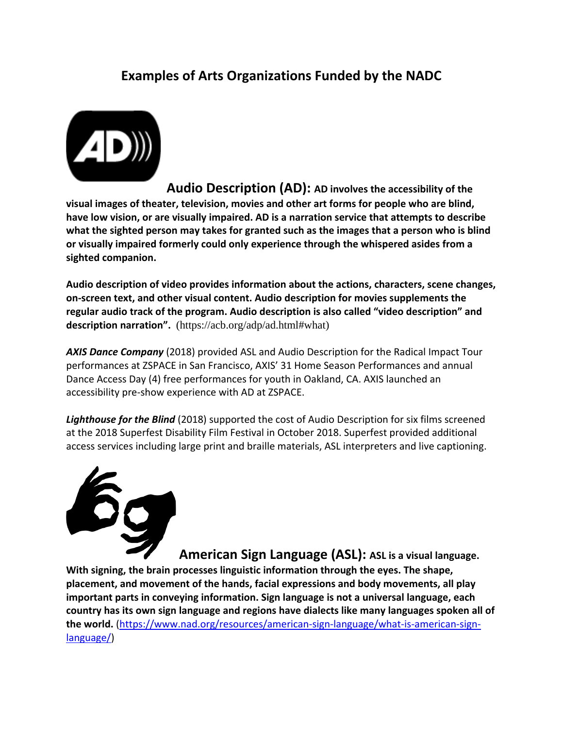## Examples of Arts Organizations Funded by the NADC

**Audio Description (AD): AD involves the accessibility of the visual images of theater, television, movies and other art forms for people who are blind, have low vision, or are visually impaired. AD is a narration service that attempts to describe what the sighted person may takes for granted such as the images that a person who is blind or visually impaired formerly could only experience through the whispered asides from a sighted companion.**

**Audio description of video provides information about the actions, characters, scene changes, on-screen text, and other visual content. Audio description for movies supplements the regular audio track of the program. Audio description is also called "video description" and description narration".** (https://acb.org/adp/ad.html#what)

***AXIS Dance Company*** (2018) provided ASL and Audio Description for the Radical Impact Tour performances at ZSPACE in San Francisco, AXIS' 31 Home Season Performances and annual Dance Access Day (4) free performances for youth in Oakland, CA. AXIS launched an accessibility pre-show experience with AD at ZSPACE.

***Lighthouse for the Blind*** (2018) supported the cost of Audio Description for six films screened at the 2018 Superfest Disability Film Festival in October 2018. Superfest provided additional access services including large print and braille materials, ASL interpreters and live captioning.

**American Sign Language (ASL): ASL is a visual language. With signing, the brain processes linguistic information through the eyes. The shape, placement, and movement of the hands, facial expressions and body movements, all play important parts in conveying information. Sign language is not a universal language, each country has its own sign language and regions have dialects like many languages spoken all of the world.** (https://www.nad.org/resources/american-sign-language/what-is-american-sign-language/)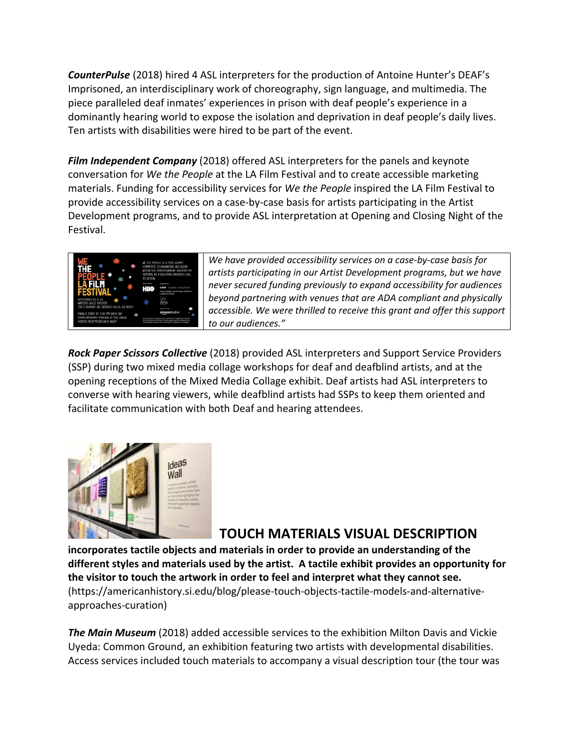***CounterPulse*** (2018) hired 4 ASL interpreters for the production of Antoine Hunter's DEAF's Imprisoned, an interdisciplinary work of choreography, sign language, and multimedia. The piece paralleled deaf inmates' experiences in prison with deaf people's experience in a dominantly hearing world to expose the isolation and deprivation in deaf people's daily lives. Ten artists with disabilities were hired to be part of the event.

***Film Independent Company*** (2018) offered ASL interpreters for the panels and keynote conversation for *We the People* at the LA Film Festival and to create accessible marketing materials. Funding for accessibility services for *We the People* inspired the LA Film Festival to provide accessibility services on a case-by-case basis for artists participating in the Artist Development programs, and to provide ASL interpretation at Opening and Closing Night of the Festival.

*We have provided accessibility services on a case-by-case basis for artists participating in our Artist Development programs, but we have never secured funding previously to expand accessibility for audiences beyond partnering with venues that are ADA compliant and physically accessible. We were thrilled to receive this grant and offer this support to our audiences."*

***Rock Paper Scissors Collective*** (2018) provided ASL interpreters and Support Service Providers (SSP) during two mixed media collage workshops for deaf and deafblind artists, and at the opening receptions of the Mixed Media Collage exhibit. Deaf artists had ASL interpreters to converse with hearing viewers, while deafblind artists had SSPs to keep them oriented and facilitate communication with both Deaf and hearing attendees.

**TOUCH MATERIALS VISUAL DESCRIPTION incorporates tactile objects and materials in order to provide an understanding of the different styles and materials used by the artist. A tactile exhibit provides an opportunity for the visitor to touch the artwork in order to feel and interpret what they cannot see.** (https://americanhistory.si.edu/blog/please-touch-objects-tactile-models-and-alternative-approaches-curation)

***The Main Museum*** (2018) added accessible services to the exhibition Milton Davis and Vickie Uyeda: Common Ground, an exhibition featuring two artists with developmental disabilities. Access services included touch materials to accompany a visual description tour (the tour was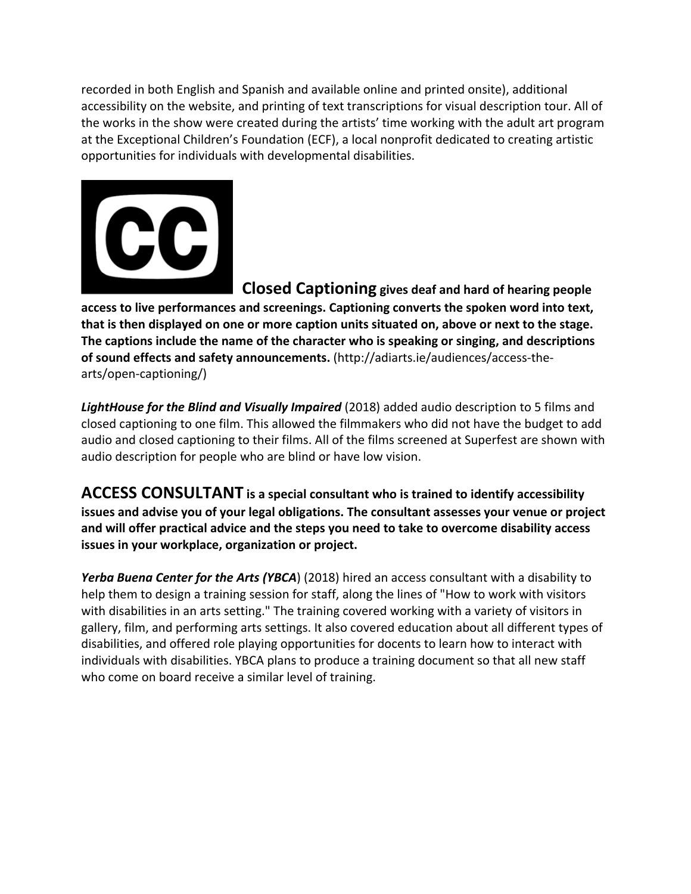recorded in both English and Spanish and available online and printed onsite), additional accessibility on the website, and printing of text transcriptions for visual description tour. All of the works in the show were created during the artists' time working with the adult art program at the Exceptional Children's Foundation (ECF), a local nonprofit dedicated to creating artistic opportunities for individuals with developmental disabilities.

**Closed Captioning gives deaf and hard of hearing people access to live performances and screenings. Captioning converts the spoken word into text, that is then displayed on one or more caption units situated on, above or next to the stage. The captions include the name of the character who is speaking or singing, and descriptions of sound effects and safety announcements.** (http://adiarts.ie/audiences/access-the-arts/open-captioning/)

***LightHouse for the Blind and Visually Impaired*** (2018) added audio description to 5 films and closed captioning to one film. This allowed the filmmakers who did not have the budget to add audio and closed captioning to their films. All of the films screened at Superfest are shown with audio description for people who are blind or have low vision.

**ACCESS CONSULTANT is a special consultant who is trained to identify accessibility issues and advise you of your legal obligations. The consultant assesses your venue or project and will offer practical advice and the steps you need to take to overcome disability access issues in your workplace, organization or project.**

***Yerba Buena Center for the Arts (YBCA***) (2018) hired an access consultant with a disability to help them to design a training session for staff, along the lines of "How to work with visitors with disabilities in an arts setting." The training covered working with a variety of visitors in gallery, film, and performing arts settings. It also covered education about all different types of disabilities, and offered role playing opportunities for docents to learn how to interact with individuals with disabilities. YBCA plans to produce a training document so that all new staff who come on board receive a similar level of training.